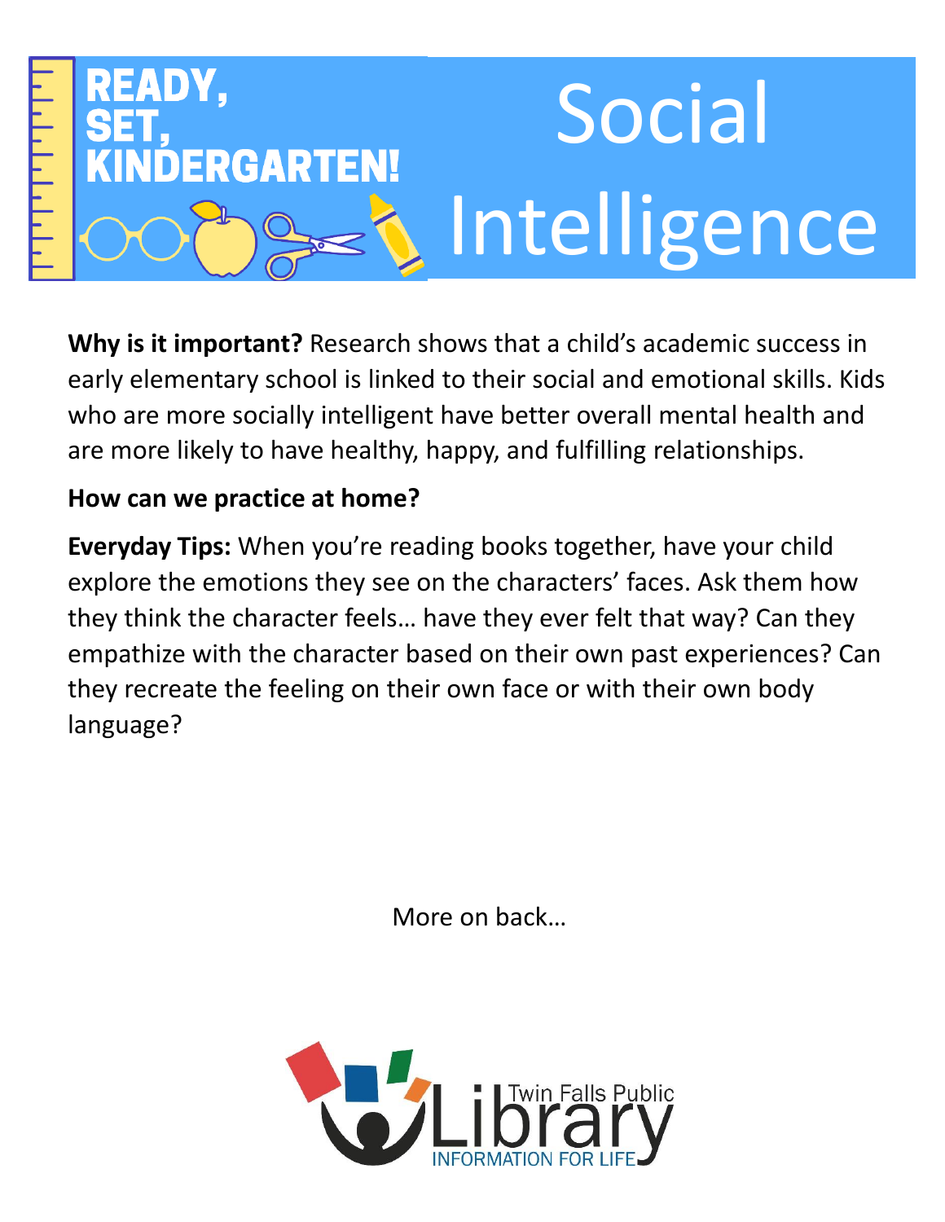# READY, SET, KINDERGARTEN!

# Social Intelligence

**Why is it important?** Research shows that a child's academic success in early elementary school is linked to their social and emotional skills. Kids who are more socially intelligent have better overall mental health and are more likely to have healthy, happy, and fulfilling relationships.

**How can we practice at home?**

**Everyday Tips:** When you're reading books together, have your child explore the emotions they see on the characters' faces. Ask them how they think the character feels… have they ever felt that way? Can they empathize with the character based on their own past experiences? Can they recreate the feeling on their own face or with their own body language?

More on back…

Twin Falls Public Library

INFORMATION FOR LIFE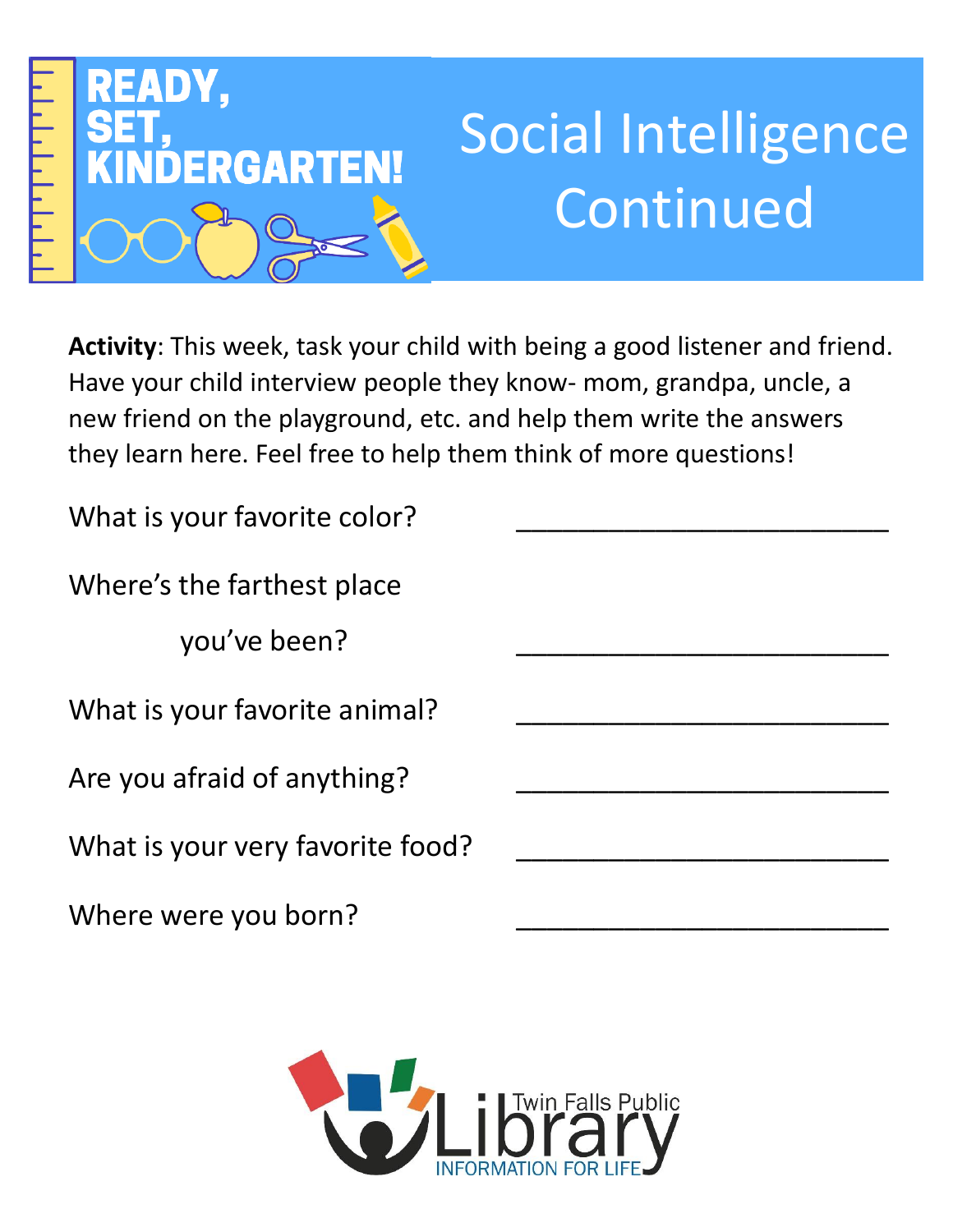# READY, SET, KINDERGARTEN!

# Social Intelligence Continued

**Activity**: This week, task your child with being a good listener and friend. Have your child interview people they know- mom, grandpa, uncle, a new friend on the playground, etc. and help them write the answers they learn here. Feel free to help them think of more questions!

What is your favorite color? \_\_\_\_\_\_\_\_\_\_\_\_\_\_\_\_\_\_\_\_\_\_\_\_\_

Where's the farthest place you've been? \_\_\_\_\_\_\_\_\_\_\_\_\_\_\_\_\_\_\_\_\_\_\_\_\_

What is your favorite animal? \_\_\_\_\_\_\_\_\_\_\_\_\_\_\_\_\_\_\_\_\_\_\_\_\_

Are you afraid of anything? \_\_\_\_\_\_\_\_\_\_\_\_\_\_\_\_\_\_\_\_\_\_\_\_\_

What is your very favorite food? \_\_\_\_\_\_\_\_\_\_\_\_\_\_\_\_\_\_\_\_\_\_\_\_\_

Where were you born? \_\_\_\_\_\_\_\_\_\_\_\_\_\_\_\_\_\_\_\_\_\_\_\_\_

Twin Falls Public Library
INFORMATION FOR LIFE